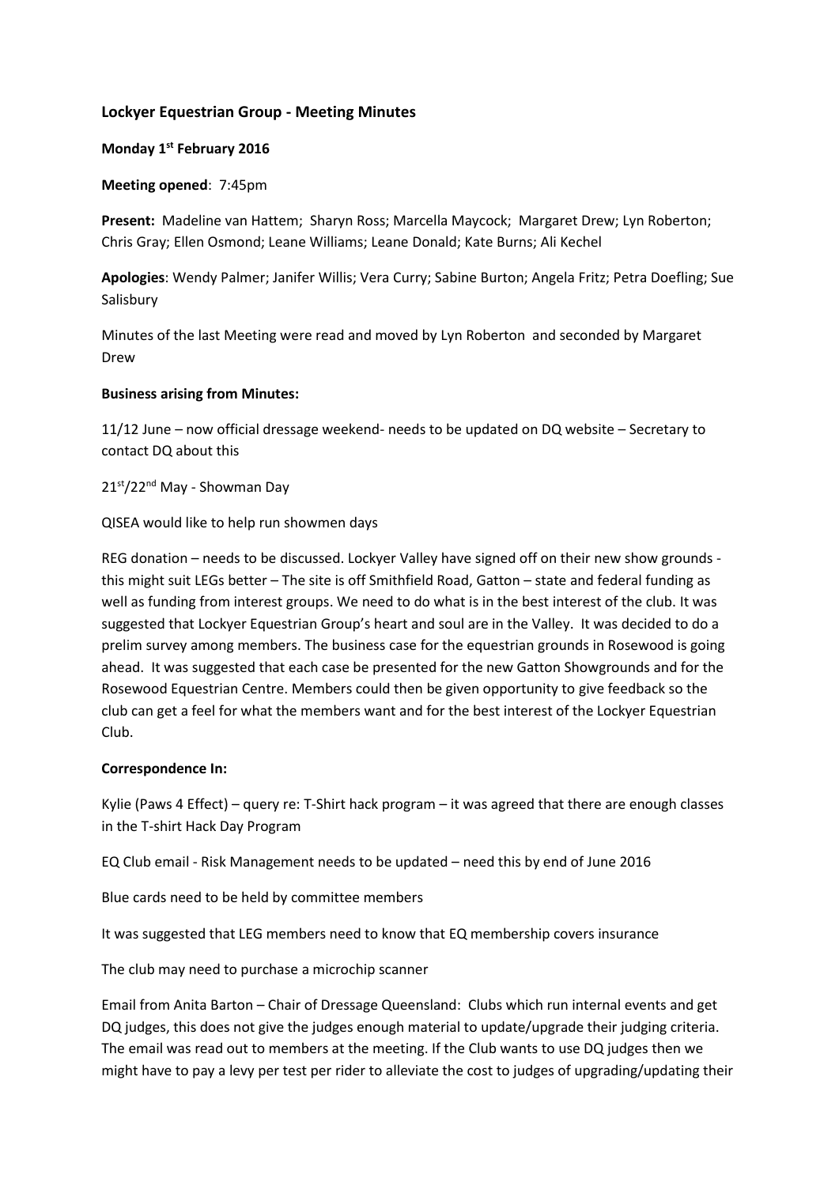## Lockyer Equestrian Group - Meeting Minutes

**Monday 1st February 2016**

**Meeting opened**: 7:45pm

**Present:** Madeline van Hattem; Sharyn Ross; Marcella Maycock; Margaret Drew; Lyn Roberton; Chris Gray; Ellen Osmond; Leane Williams; Leane Donald; Kate Burns; Ali Kechel

**Apologies**: Wendy Palmer; Janifer Willis; Vera Curry; Sabine Burton; Angela Fritz; Petra Doefling; Sue Salisbury

Minutes of the last Meeting were read and moved by Lyn Roberton and seconded by Margaret Drew

**Business arising from Minutes:**

11/12 June – now official dressage weekend- needs to be updated on DQ website – Secretary to contact DQ about this

21st/22nd May - Showman Day

QISEA would like to help run showmen days

REG donation – needs to be discussed. Lockyer Valley have signed off on their new show grounds - this might suit LEGs better – The site is off Smithfield Road, Gatton – state and federal funding as well as funding from interest groups. We need to do what is in the best interest of the club. It was suggested that Lockyer Equestrian Group's heart and soul are in the Valley. It was decided to do a prelim survey among members. The business case for the equestrian grounds in Rosewood is going ahead. It was suggested that each case be presented for the new Gatton Showgrounds and for the Rosewood Equestrian Centre. Members could then be given opportunity to give feedback so the club can get a feel for what the members want and for the best interest of the Lockyer Equestrian Club.

**Correspondence In:**

Kylie (Paws 4 Effect) – query re: T-Shirt hack program – it was agreed that there are enough classes in the T-shirt Hack Day Program

EQ Club email - Risk Management needs to be updated – need this by end of June 2016

Blue cards need to be held by committee members

It was suggested that LEG members need to know that EQ membership covers insurance

The club may need to purchase a microchip scanner

Email from Anita Barton – Chair of Dressage Queensland: Clubs which run internal events and get DQ judges, this does not give the judges enough material to update/upgrade their judging criteria. The email was read out to members at the meeting. If the Club wants to use DQ judges then we might have to pay a levy per test per rider to alleviate the cost to judges of upgrading/updating their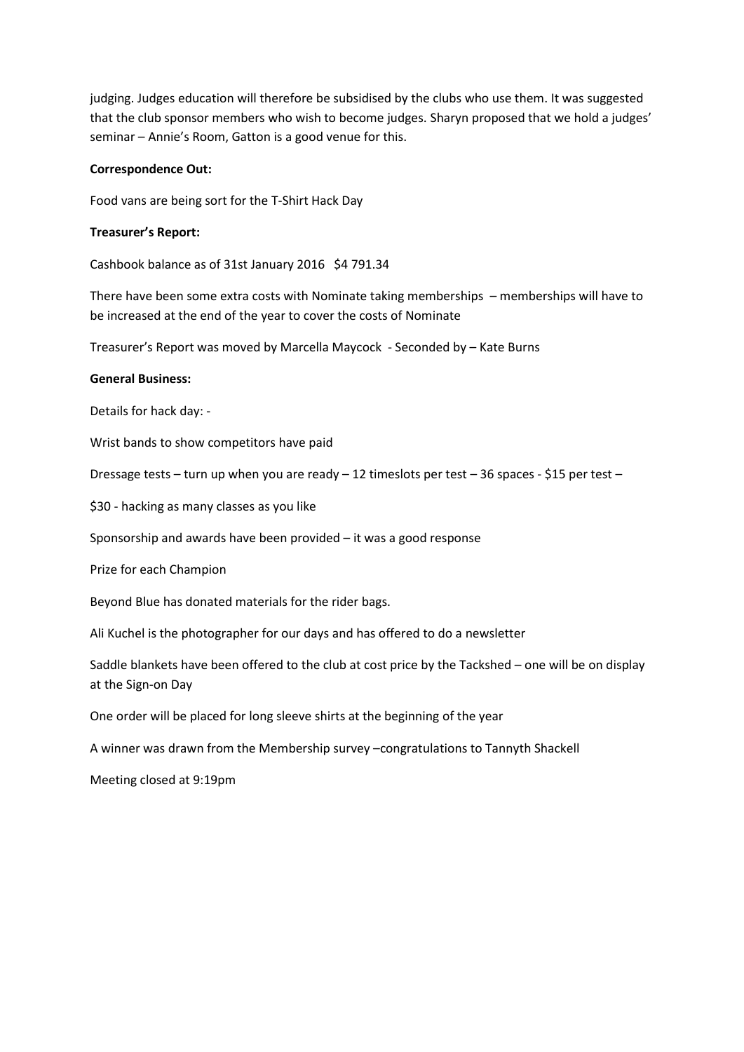judging. Judges education will therefore be subsidised by the clubs who use them. It was suggested that the club sponsor members who wish to become judges. Sharyn proposed that we hold a judges' seminar – Annie's Room, Gatton is a good venue for this.

**Correspondence Out:**

Food vans are being sort for the T-Shirt Hack Day

**Treasurer's Report:**

Cashbook balance as of 31st January 2016   $4 791.34

There have been some extra costs with Nominate taking memberships  – memberships will have to be increased at the end of the year to cover the costs of Nominate

Treasurer's Report was moved by Marcella Maycock  - Seconded by – Kate Burns

**General Business:**

Details for hack day: -

Wrist bands to show competitors have paid

Dressage tests – turn up when you are ready – 12 timeslots per test – 36 spaces - $15 per test –

$30 - hacking as many classes as you like

Sponsorship and awards have been provided – it was a good response

Prize for each Champion

Beyond Blue has donated materials for the rider bags.

Ali Kuchel is the photographer for our days and has offered to do a newsletter

Saddle blankets have been offered to the club at cost price by the Tackshed – one will be on display at the Sign-on Day

One order will be placed for long sleeve shirts at the beginning of the year

A winner was drawn from the Membership survey –congratulations to Tannyth Shackell

Meeting closed at 9:19pm